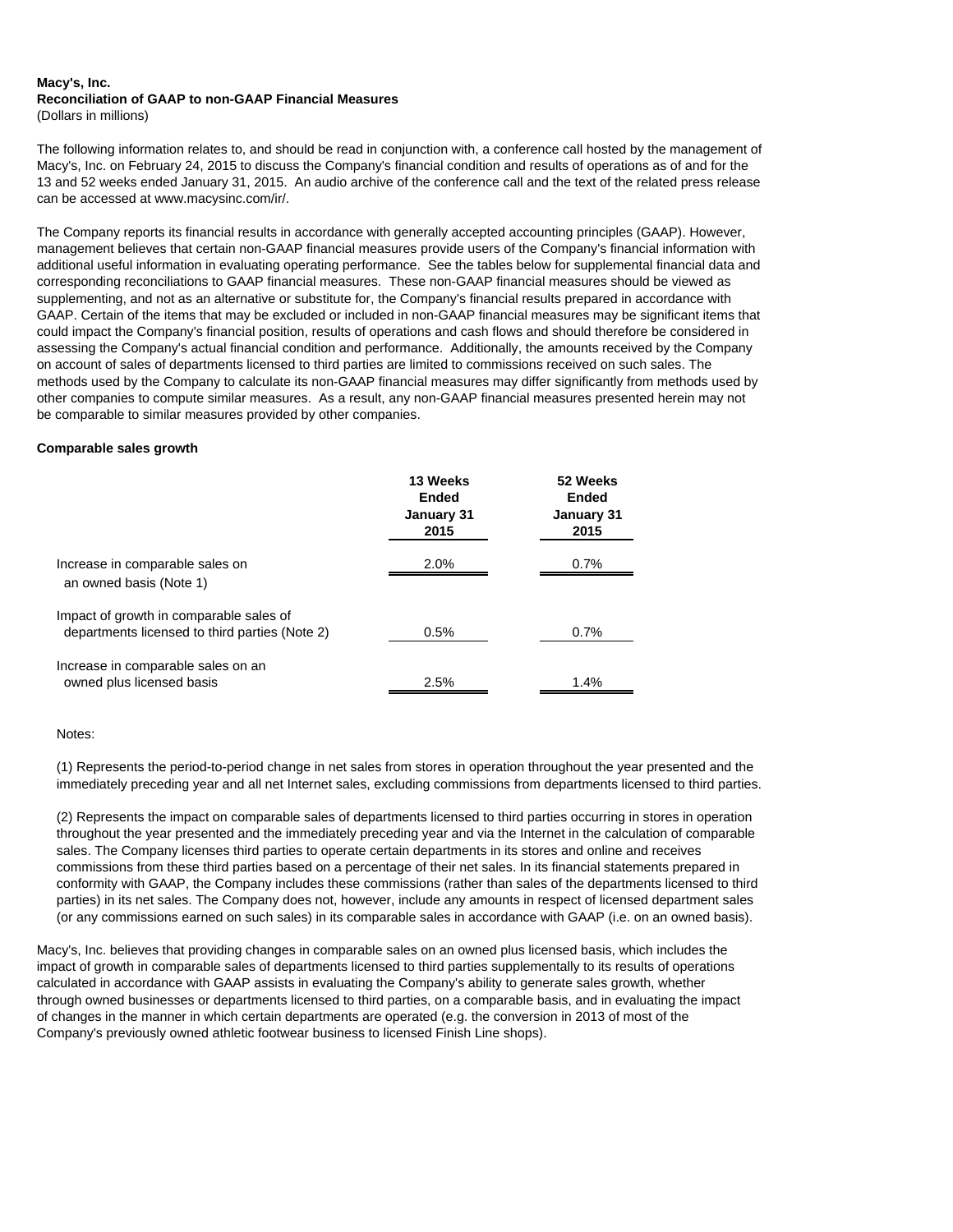**Macy's, Inc.**
**Reconciliation of GAAP to non-GAAP Financial Measures**
(Dollars in millions)

The following information relates to, and should be read in conjunction with, a conference call hosted by the management of Macy's, Inc. on February 24, 2015 to discuss the Company's financial condition and results of operations as of and for the 13 and 52 weeks ended January 31, 2015. An audio archive of the conference call and the text of the related press release can be accessed at www.macysinc.com/ir/.

The Company reports its financial results in accordance with generally accepted accounting principles (GAAP). However, management believes that certain non-GAAP financial measures provide users of the Company's financial information with additional useful information in evaluating operating performance. See the tables below for supplemental financial data and corresponding reconciliations to GAAP financial measures. These non-GAAP financial measures should be viewed as supplementing, and not as an alternative or substitute for, the Company's financial results prepared in accordance with GAAP. Certain of the items that may be excluded or included in non-GAAP financial measures may be significant items that could impact the Company's financial position, results of operations and cash flows and should therefore be considered in assessing the Company's actual financial condition and performance. Additionally, the amounts received by the Company on account of sales of departments licensed to third parties are limited to commissions received on such sales. The methods used by the Company to calculate its non-GAAP financial measures may differ significantly from methods used by other companies to compute similar measures. As a result, any non-GAAP financial measures presented herein may not be comparable to similar measures provided by other companies.

**Comparable sales growth**

| | 13 Weeks Ended January 31 2015 | 52 Weeks Ended January 31 2015 |
|---|---|---|
| Increase in comparable sales on an owned basis (Note 1) | 2.0% | 0.7% |
| Impact of growth in comparable sales of departments licensed to third parties (Note 2) | 0.5% | 0.7% |
| Increase in comparable sales on an owned plus licensed basis | 2.5% | 1.4% |

Notes:

(1) Represents the period-to-period change in net sales from stores in operation throughout the year presented and the immediately preceding year and all net Internet sales, excluding commissions from departments licensed to third parties.

(2) Represents the impact on comparable sales of departments licensed to third parties occurring in stores in operation throughout the year presented and the immediately preceding year and via the Internet in the calculation of comparable sales. The Company licenses third parties to operate certain departments in its stores and online and receives commissions from these third parties based on a percentage of their net sales. In its financial statements prepared in conformity with GAAP, the Company includes these commissions (rather than sales of the departments licensed to third parties) in its net sales. The Company does not, however, include any amounts in respect of licensed department sales (or any commissions earned on such sales) in its comparable sales in accordance with GAAP (i.e. on an owned basis).

Macy's, Inc. believes that providing changes in comparable sales on an owned plus licensed basis, which includes the impact of growth in comparable sales of departments licensed to third parties supplementally to its results of operations calculated in accordance with GAAP assists in evaluating the Company's ability to generate sales growth, whether through owned businesses or departments licensed to third parties, on a comparable basis, and in evaluating the impact of changes in the manner in which certain departments are operated (e.g. the conversion in 2013 of most of the Company's previously owned athletic footwear business to licensed Finish Line shops).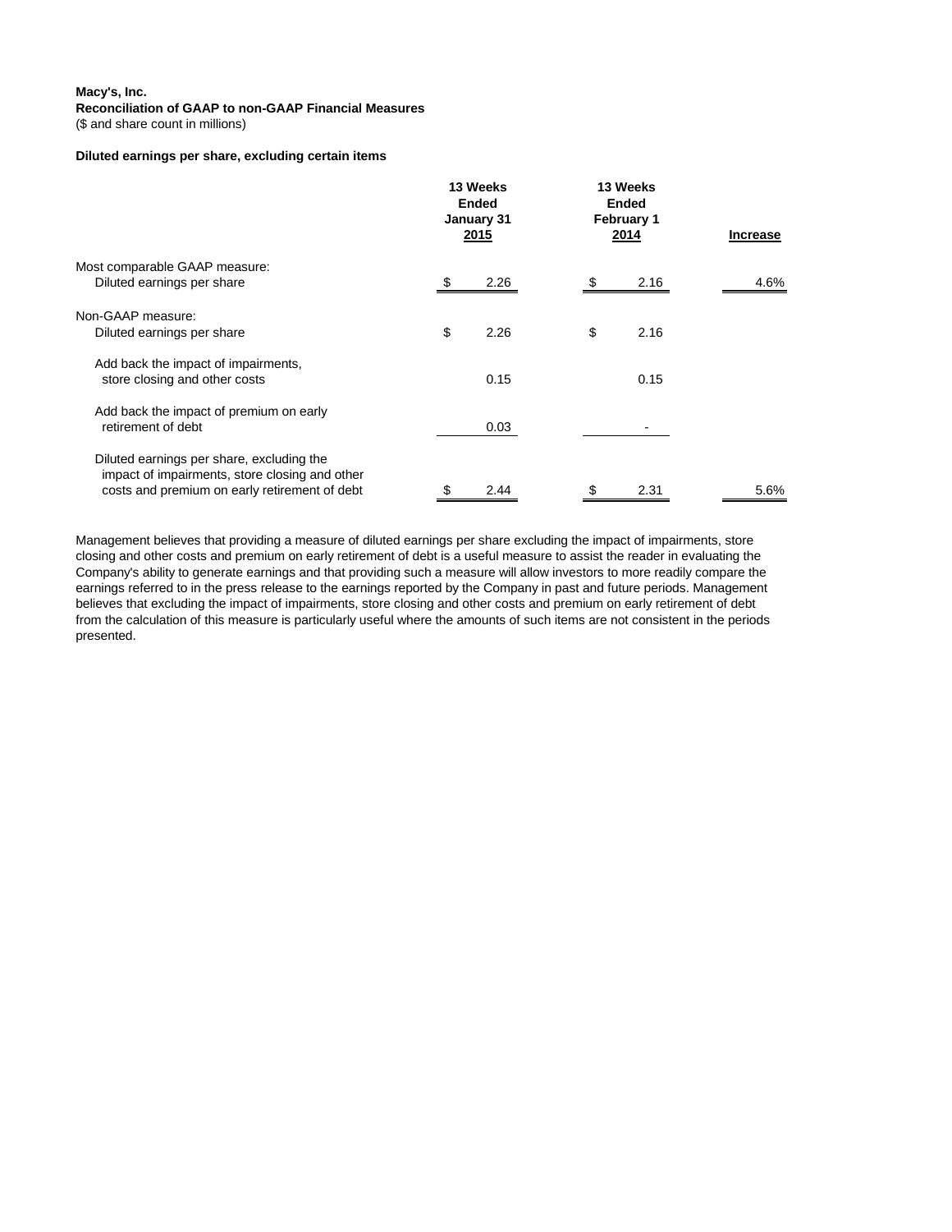**Macy's, Inc.**
**Reconciliation of GAAP to non-GAAP Financial Measures**
($ and share count in millions)

**Diluted earnings per share, excluding certain items**

| | 13 Weeks Ended January 31 2015 | 13 Weeks Ended February 1 2014 | Increase |
|---|---|---|---|
| Most comparable GAAP measure: | | | |
| Diluted earnings per share | $ 2.26 | $ 2.16 | 4.6% |
| Non-GAAP measure: | | | |
| Diluted earnings per share | $ 2.26 | $ 2.16 | |
| Add back the impact of impairments, store closing and other costs | 0.15 | 0.15 | |
| Add back the impact of premium on early retirement of debt | 0.03 | - | |
| Diluted earnings per share, excluding the impact of impairments, store closing and other costs and premium on early retirement of debt | $ 2.44 | $ 2.31 | 5.6% |

Management believes that providing a measure of diluted earnings per share excluding the impact of impairments, store closing and other costs and premium on early retirement of debt is a useful measure to assist the reader in evaluating the Company's ability to generate earnings and that providing such a measure will allow investors to more readily compare the earnings referred to in the press release to the earnings reported by the Company in past and future periods. Management believes that excluding the impact of impairments, store closing and other costs and premium on early retirement of debt from the calculation of this measure is particularly useful where the amounts of such items are not consistent in the periods presented.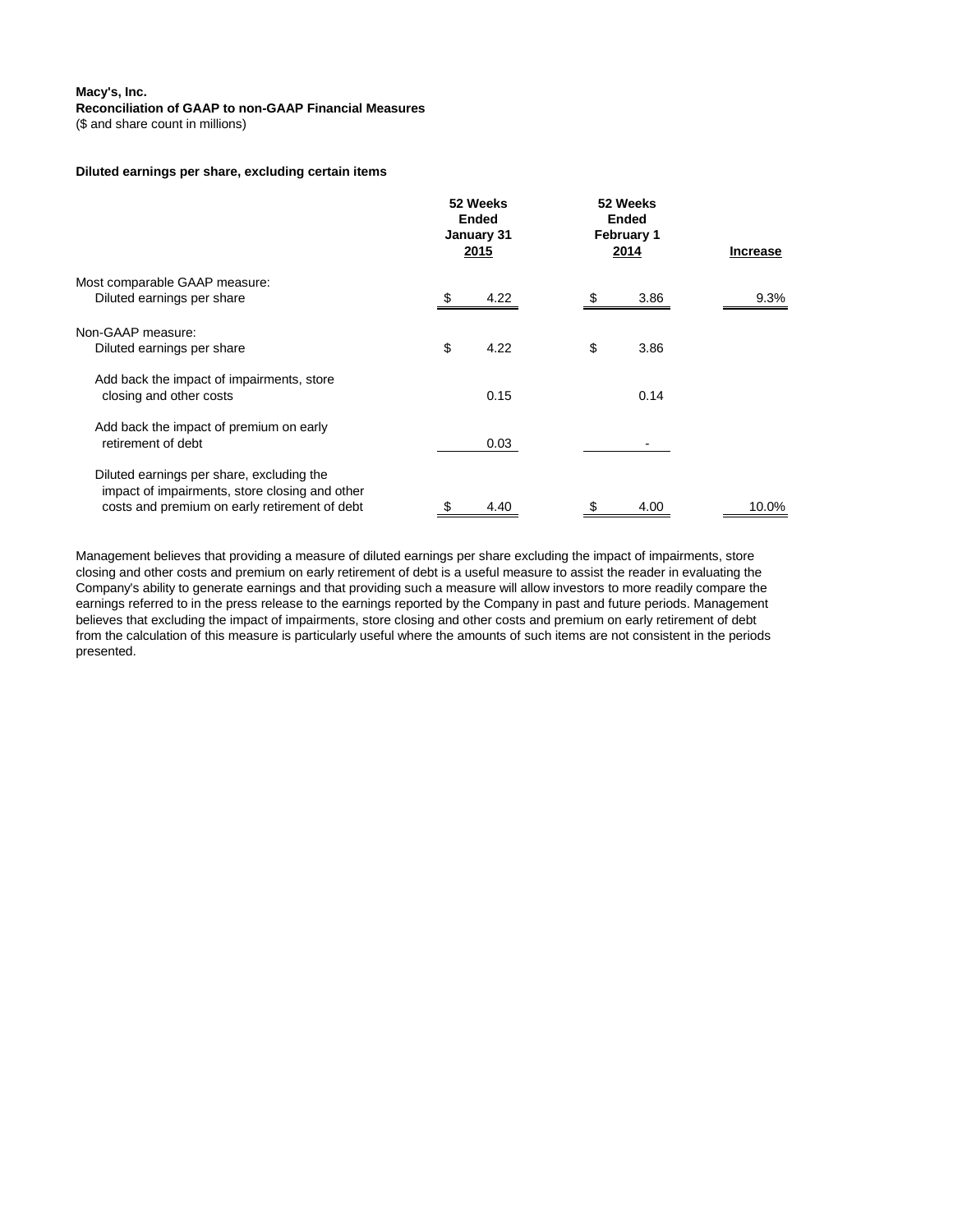**Macy's, Inc.**
**Reconciliation of GAAP to non-GAAP Financial Measures**
($ and share count in millions)

**Diluted earnings per share, excluding certain items**

| | 52 Weeks Ended January 31 2015 | 52 Weeks Ended February 1 2014 | Increase |
|---|---|---|---|
| Most comparable GAAP measure: | | | |
| Diluted earnings per share | $ 4.22 | $ 3.86 | 9.3% |
| Non-GAAP measure: | | | |
| Diluted earnings per share | $ 4.22 | $ 3.86 | |
| Add back the impact of impairments, store closing and other costs | 0.15 | 0.14 | |
| Add back the impact of premium on early retirement of debt | 0.03 | - | |
| Diluted earnings per share, excluding the impact of impairments, store closing and other costs and premium on early retirement of debt | $ 4.40 | $ 4.00 | 10.0% |

Management believes that providing a measure of diluted earnings per share excluding the impact of impairments, store closing and other costs and premium on early retirement of debt is a useful measure to assist the reader in evaluating the Company's ability to generate earnings and that providing such a measure will allow investors to more readily compare the earnings referred to in the press release to the earnings reported by the Company in past and future periods. Management believes that excluding the impact of impairments, store closing and other costs and premium on early retirement of debt from the calculation of this measure is particularly useful where the amounts of such items are not consistent in the periods presented.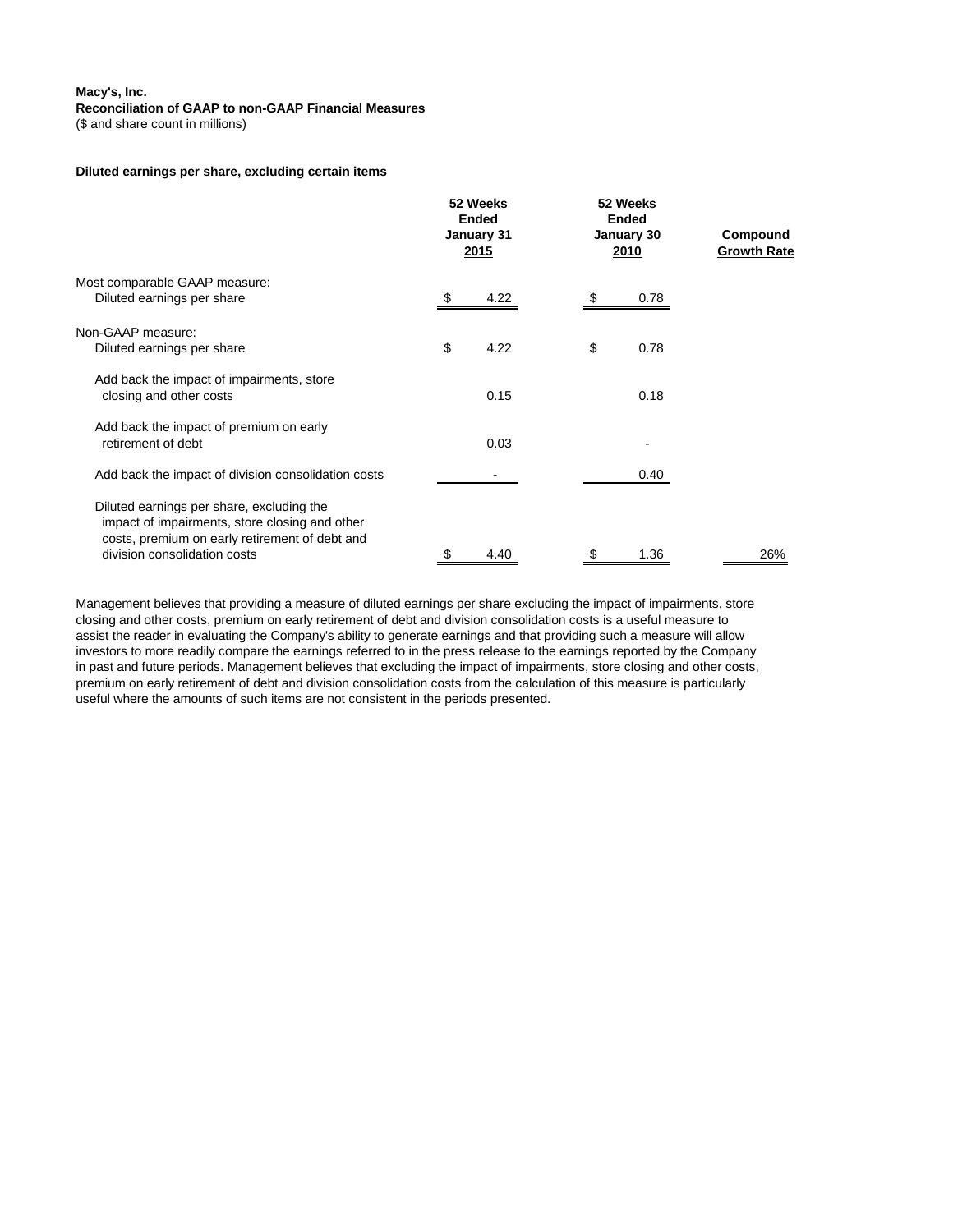**Macy's, Inc.**
**Reconciliation of GAAP to non-GAAP Financial Measures**
($ and share count in millions)

**Diluted earnings per share, excluding certain items**

| | 52 Weeks Ended January 31 2015 | 52 Weeks Ended January 30 2010 | Compound Growth Rate |
|---|---|---|---|
| Most comparable GAAP measure: | | | |
| Diluted earnings per share | $ 4.22 | $ 0.78 | |
| Non-GAAP measure: | | | |
| Diluted earnings per share | $ 4.22 | $ 0.78 | |
| Add back the impact of impairments, store closing and other costs | 0.15 | 0.18 | |
| Add back the impact of premium on early retirement of debt | 0.03 | - | |
| Add back the impact of division consolidation costs | - | 0.40 | |
| Diluted earnings per share, excluding the impact of impairments, store closing and other costs, premium on early retirement of debt and division consolidation costs | $ 4.40 | $ 1.36 | 26% |

Management believes that providing a measure of diluted earnings per share excluding the impact of impairments, store closing and other costs, premium on early retirement of debt and division consolidation costs is a useful measure to assist the reader in evaluating the Company's ability to generate earnings and that providing such a measure will allow investors to more readily compare the earnings referred to in the press release to the earnings reported by the Company in past and future periods. Management believes that excluding the impact of impairments, store closing and other costs, premium on early retirement of debt and division consolidation costs from the calculation of this measure is particularly useful where the amounts of such items are not consistent in the periods presented.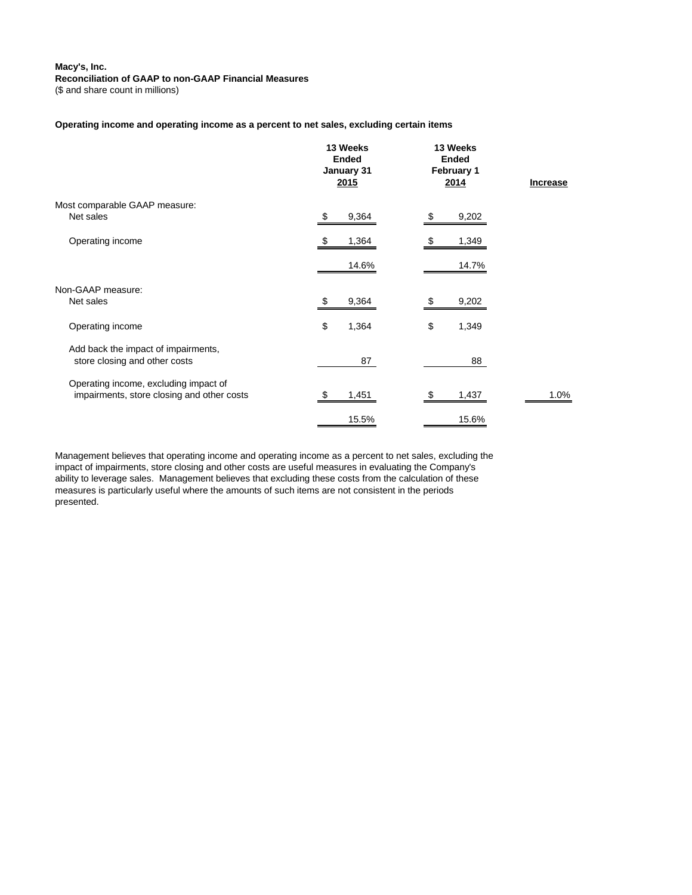**Macy's, Inc.**
**Reconciliation of GAAP to non-GAAP Financial Measures**
($ and share count in millions)

**Operating income and operating income as a percent to net sales, excluding certain items**

| | 13 Weeks Ended January 31 2015 | 13 Weeks Ended February 1 2014 | Increase |
|---|---|---|---|
| Most comparable GAAP measure: | | | |
| Net sales | $ 9,364 | $ 9,202 | |
| Operating income | $ 1,364 | $ 1,349 | |
| | 14.6% | 14.7% | |
| Non-GAAP measure: | | | |
| Net sales | $ 9,364 | $ 9,202 | |
| Operating income | $ 1,364 | $ 1,349 | |
| Add back the impact of impairments, store closing and other costs | 87 | 88 | |
| Operating income, excluding impact of impairments, store closing and other costs | $ 1,451 | $ 1,437 | 1.0% |
| | 15.5% | 15.6% | |

Management believes that operating income and operating income as a percent to net sales, excluding the impact of impairments, store closing and other costs are useful measures in evaluating the Company's ability to leverage sales. Management believes that excluding these costs from the calculation of these measures is particularly useful where the amounts of such items are not consistent in the periods presented.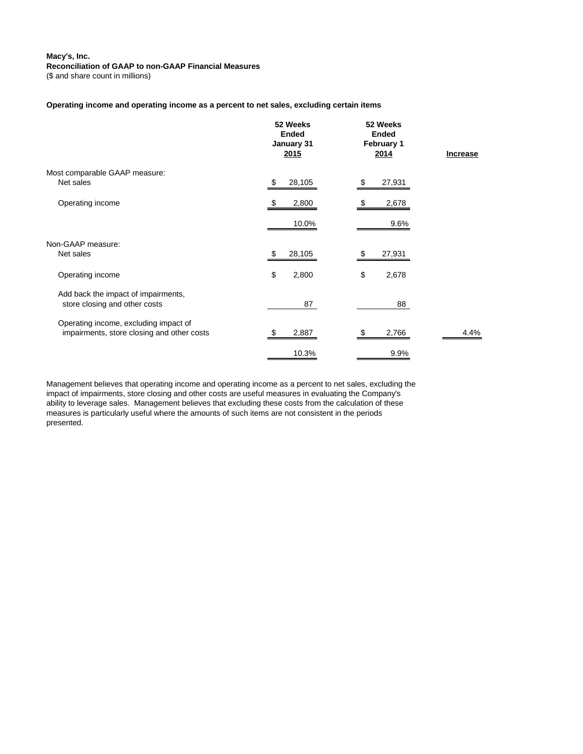**Macy's, Inc.**
**Reconciliation of GAAP to non-GAAP Financial Measures**
($ and share count in millions)

**Operating income and operating income as a percent to net sales, excluding certain items**

| | 52 Weeks Ended January 31 2015 | 52 Weeks Ended February 1 2014 | Increase |
|---|---|---|---|
| Most comparable GAAP measure: | | | |
| Net sales | $ 28,105 | $ 27,931 | |
| Operating income | $ 2,800 | $ 2,678 | |
| | 10.0% | 9.6% | |
| Non-GAAP measure: | | | |
| Net sales | $ 28,105 | $ 27,931 | |
| Operating income | $ 2,800 | $ 2,678 | |
| Add back the impact of impairments, store closing and other costs | 87 | 88 | |
| Operating income, excluding impact of impairments, store closing and other costs | $ 2,887 | $ 2,766 | 4.4% |
| | 10.3% | 9.9% | |

Management believes that operating income and operating income as a percent to net sales, excluding the impact of impairments, store closing and other costs are useful measures in evaluating the Company's ability to leverage sales. Management believes that excluding these costs from the calculation of these measures is particularly useful where the amounts of such items are not consistent in the periods presented.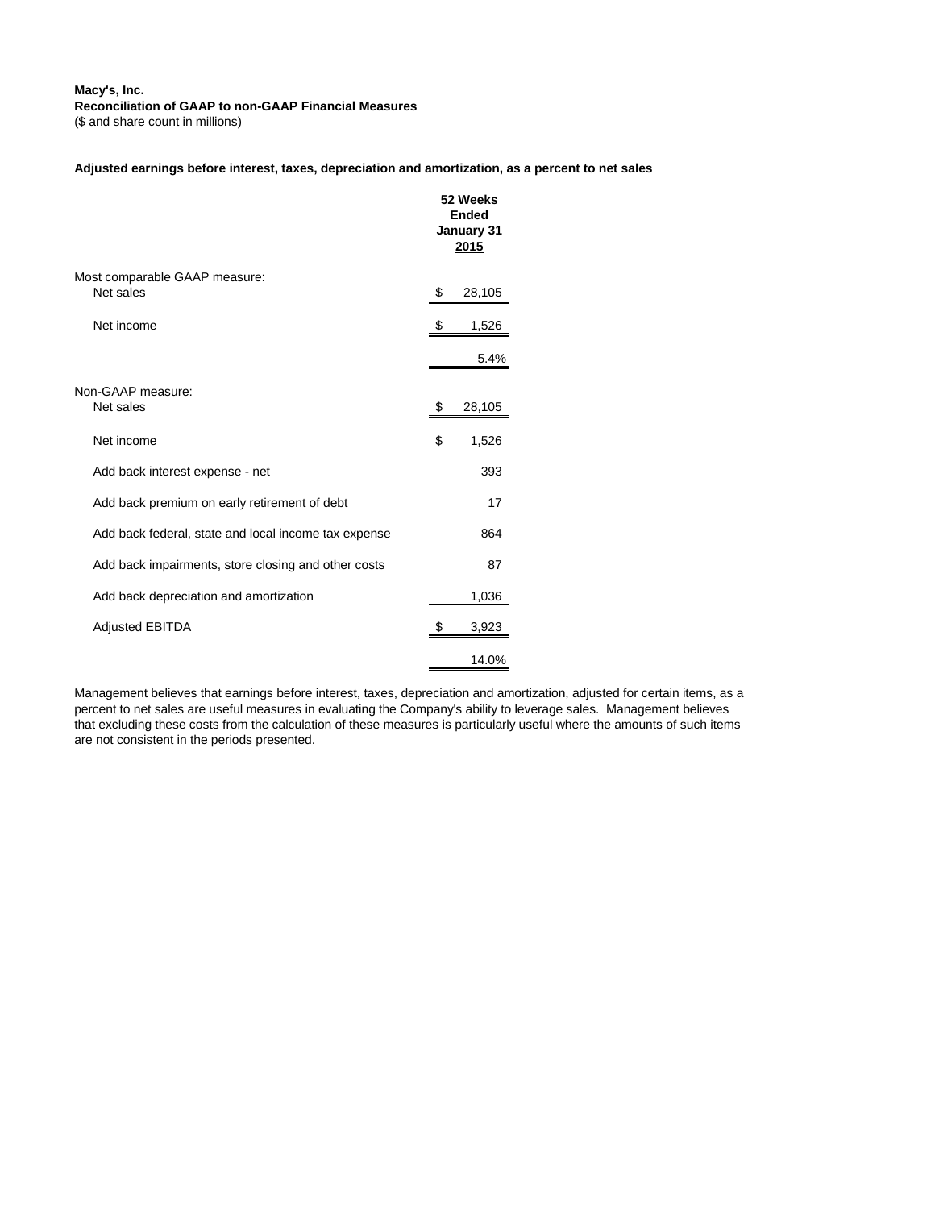**Macy's, Inc.**
**Reconciliation of GAAP to non-GAAP Financial Measures**
($ and share count in millions)

**Adjusted earnings before interest, taxes, depreciation and amortization, as a percent to net sales**

| | 52 Weeks Ended January 31 2015 |
|---|---|
| Most comparable GAAP measure: | |
| Net sales | $ 28,105 |
| Net income | $ 1,526 |
| | 5.4% |
| Non-GAAP measure: | |
| Net sales | $ 28,105 |
| Net income | $ 1,526 |
| Add back interest expense - net | 393 |
| Add back premium on early retirement of debt | 17 |
| Add back federal, state and local income tax expense | 864 |
| Add back impairments, store closing and other costs | 87 |
| Add back depreciation and amortization | 1,036 |
| Adjusted EBITDA | $ 3,923 |
| | 14.0% |

Management believes that earnings before interest, taxes, depreciation and amortization, adjusted for certain items, as a percent to net sales are useful measures in evaluating the Company's ability to leverage sales. Management believes that excluding these costs from the calculation of these measures is particularly useful where the amounts of such items are not consistent in the periods presented.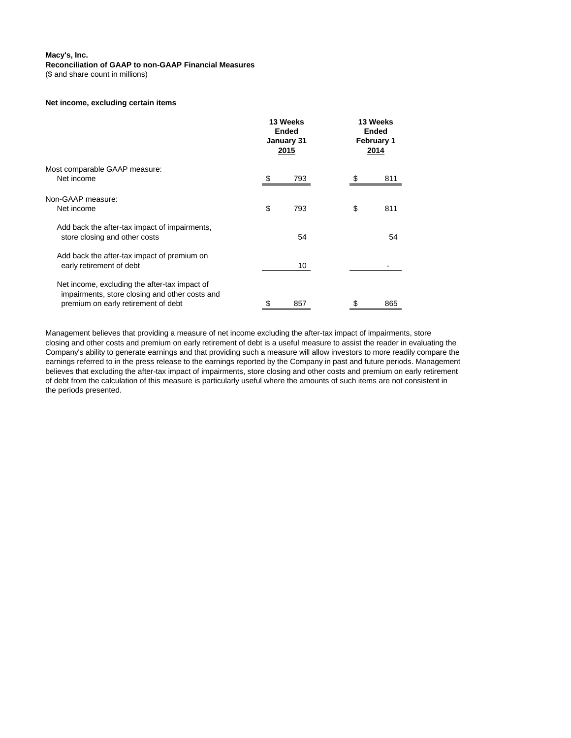**Macy's, Inc.**
**Reconciliation of GAAP to non-GAAP Financial Measures**
($ and share count in millions)

**Net income, excluding certain items**

| | 13 Weeks Ended January 31 2015 | 13 Weeks Ended February 1 2014 |
|---|---|---|
| Most comparable GAAP measure: | | |
| Net income | $ 793 | $ 811 |
| Non-GAAP measure: | | |
| Net income | $ 793 | $ 811 |
| Add back the after-tax impact of impairments, store closing and other costs | 54 | 54 |
| Add back the after-tax impact of premium on early retirement of debt | 10 | - |
| Net income, excluding the after-tax impact of impairments, store closing and other costs and premium on early retirement of debt | $ 857 | $ 865 |

Management believes that providing a measure of net income excluding the after-tax impact of impairments, store closing and other costs and premium on early retirement of debt is a useful measure to assist the reader in evaluating the Company's ability to generate earnings and that providing such a measure will allow investors to more readily compare the earnings referred to in the press release to the earnings reported by the Company in past and future periods. Management believes that excluding the after-tax impact of impairments, store closing and other costs and premium on early retirement of debt from the calculation of this measure is particularly useful where the amounts of such items are not consistent in the periods presented.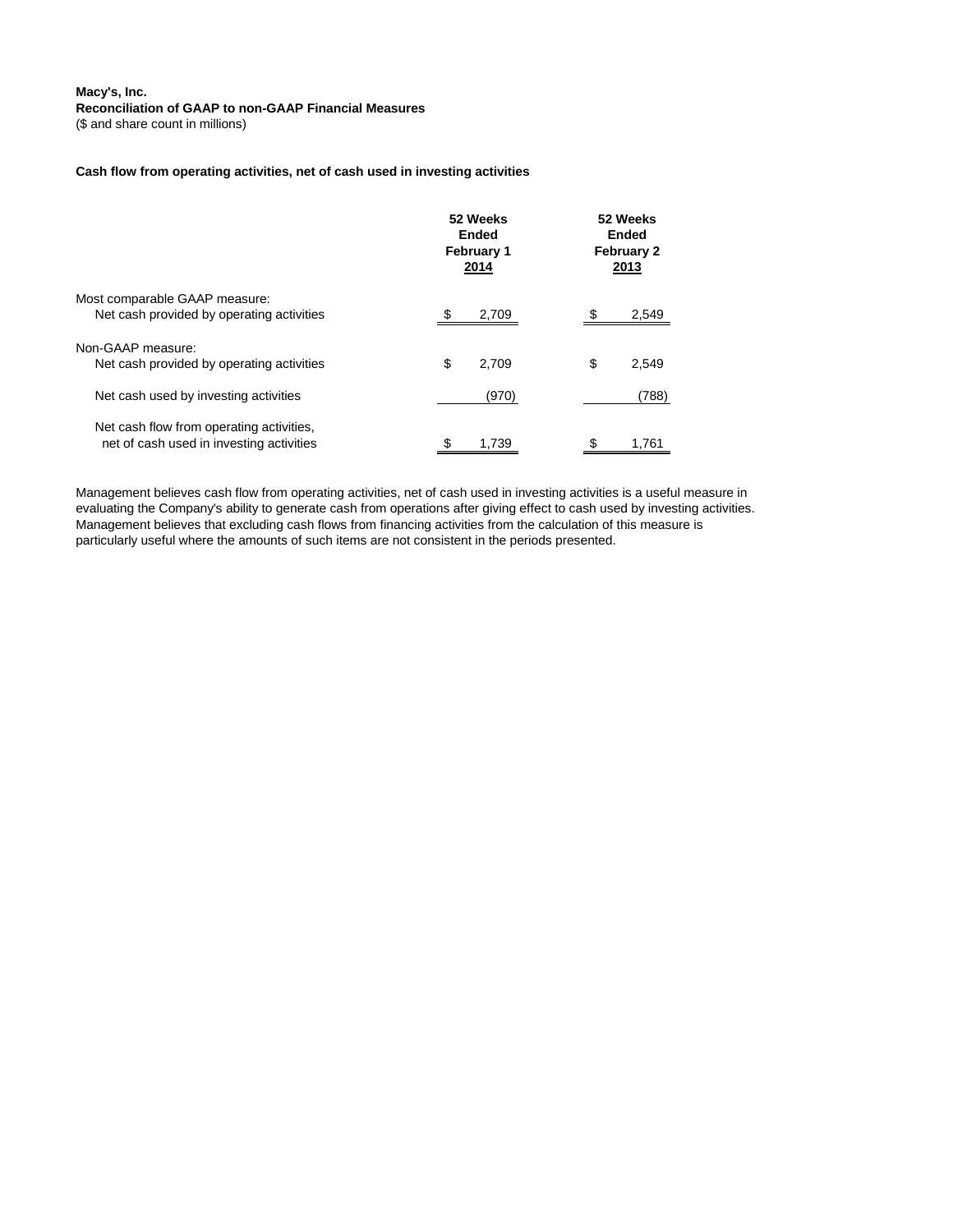**Macy's, Inc.**
**Reconciliation of GAAP to non-GAAP Financial Measures**
($ and share count in millions)

**Cash flow from operating activities, net of cash used in investing activities**

| | 52 Weeks Ended February 1 2014 | 52 Weeks Ended February 2 2013 |
|---|---|---|
| Most comparable GAAP measure: | | |
| Net cash provided by operating activities | $ 2,709 | $ 2,549 |
| Non-GAAP measure: | | |
| Net cash provided by operating activities | $ 2,709 | $ 2,549 |
| Net cash used by investing activities | (970) | (788) |
| Net cash flow from operating activities, net of cash used in investing activities | $ 1,739 | $ 1,761 |

Management believes cash flow from operating activities, net of cash used in investing activities is a useful measure in evaluating the Company's ability to generate cash from operations after giving effect to cash used by investing activities. Management believes that excluding cash flows from financing activities from the calculation of this measure is particularly useful where the amounts of such items are not consistent in the periods presented.